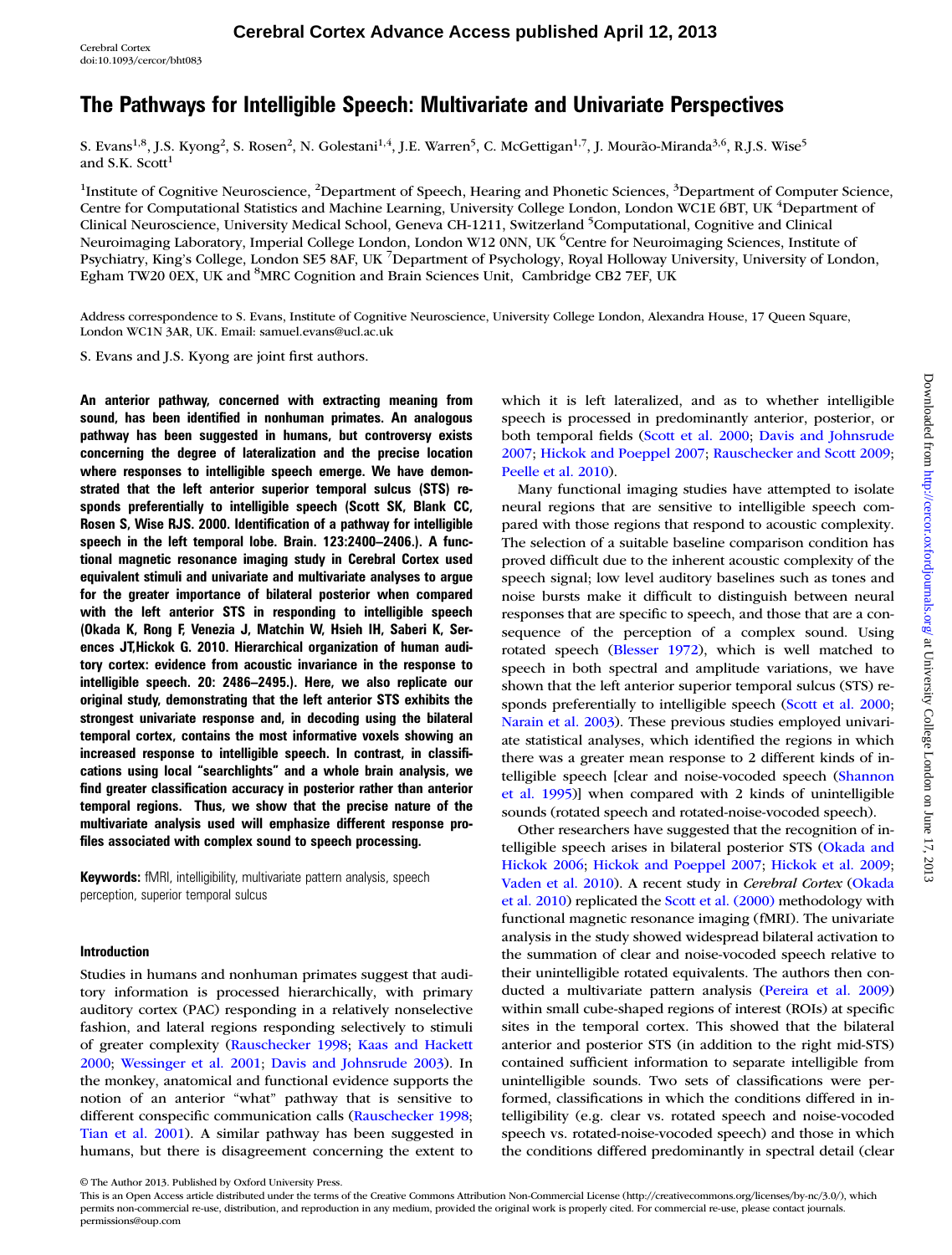# The Pathways for Intelligible Speech: Multivariate and Univariate Perspectives

S. Evans[1,8], J.S. Kyong[2], S. Rosen[2], N. Golestani[1,4], J.E. Warren[5], C. McGettigan[1,7], J. Mourão-Miranda[3,6], R.J.S. Wise[5] and S.K. Scott[1]

[1]Institute of Cognitive Neuroscience, [2]Department of Speech, Hearing and Phonetic Sciences, [3]Department of Computer Science, Centre for Computational Statistics and Machine Learning, University College London, London WC1E 6BT, UK [4]Department of Clinical Neuroscience, University Medical School, Geneva CH-1211, Switzerland [5]Computational, Cognitive and Clinical Neuroimaging Laboratory, Imperial College London, London W12 0NN, UK [6]Centre for Neuroimaging Sciences, Institute of Psychiatry, King's College, London SE5 8AF, UK [7]Department of Psychology, Royal Holloway University, University of London, Egham TW20 0EX, UK and [8]MRC Cognition and Brain Sciences Unit, Cambridge CB2 7EF, UK

Address correspondence to S. Evans, Institute of Cognitive Neuroscience, University College London, Alexandra House, 17 Queen Square, London WC1N 3AR, UK. Email: samuel.evans@ucl.ac.uk

S. Evans and J.S. Kyong are joint first authors.

**An anterior pathway, concerned with extracting meaning from sound, has been identified in nonhuman primates. An analogous pathway has been suggested in humans, but controversy exists concerning the degree of lateralization and the precise location where responses to intelligible speech emerge. We have demonstrated that the left anterior superior temporal sulcus (STS) responds preferentially to intelligible speech (Scott SK, Blank CC, Rosen S, Wise RJS. 2000. Identification of a pathway for intelligible speech in the left temporal lobe. Brain. 123:2400–2406.). A functional magnetic resonance imaging study in Cerebral Cortex used equivalent stimuli and univariate and multivariate analyses to argue for the greater importance of bilateral posterior when compared with the left anterior STS in responding to intelligible speech (Okada K, Rong F, Venezia J, Matchin W, Hsieh IH, Saberi K, Serences JT,Hickok G. 2010. Hierarchical organization of human auditory cortex: evidence from acoustic invariance in the response to intelligible speech. 20: 2486–2495.). Here, we also replicate our original study, demonstrating that the left anterior STS exhibits the strongest univariate response and, in decoding using the bilateral temporal cortex, contains the most informative voxels showing an increased response to intelligible speech. In contrast, in classifications using local "searchlights" and a whole brain analysis, we find greater classification accuracy in posterior rather than anterior temporal regions. Thus, we show that the precise nature of the multivariate analysis used will emphasize different response profiles associated with complex sound to speech processing.**

**Keywords:** fMRI, intelligibility, multivariate pattern analysis, speech perception, superior temporal sulcus

## Introduction

Studies in humans and nonhuman primates suggest that auditory information is processed hierarchically, with primary auditory cortex (PAC) responding in a relatively nonselective fashion, and lateral regions responding selectively to stimuli of greater complexity (Rauschecker 1998; Kaas and Hackett 2000; Wessinger et al. 2001; Davis and Johnsrude 2003). In the monkey, anatomical and functional evidence supports the notion of an anterior "what" pathway that is sensitive to different conspecific communication calls (Rauschecker 1998; Tian et al. 2001). A similar pathway has been suggested in humans, but there is disagreement concerning the extent to which it is left lateralized, and as to whether intelligible speech is processed in predominantly anterior, posterior, or both temporal fields (Scott et al. 2000; Davis and Johnsrude 2007; Hickok and Poeppel 2007; Rauschecker and Scott 2009; Peelle et al. 2010).

Many functional imaging studies have attempted to isolate neural regions that are sensitive to intelligible speech compared with those regions that respond to acoustic complexity. The selection of a suitable baseline comparison condition has proved difficult due to the inherent acoustic complexity of the speech signal; low level auditory baselines such as tones and noise bursts make it difficult to distinguish between neural responses that are specific to speech, and those that are a consequence of the perception of a complex sound. Using rotated speech (Blesser 1972), which is well matched to speech in both spectral and amplitude variations, we have shown that the left anterior superior temporal sulcus (STS) responds preferentially to intelligible speech (Scott et al. 2000; Narain et al. 2003). These previous studies employed univariate statistical analyses, which identified the regions in which there was a greater mean response to 2 different kinds of intelligible speech [clear and noise-vocoded speech (Shannon et al. 1995)] when compared with 2 kinds of unintelligible sounds (rotated speech and rotated-noise-vocoded speech).

Other researchers have suggested that the recognition of intelligible speech arises in bilateral posterior STS (Okada and Hickok 2006; Hickok and Poeppel 2007; Hickok et al. 2009; Vaden et al. 2010). A recent study in *Cerebral Cortex* (Okada et al. 2010) replicated the Scott et al. (2000) methodology with functional magnetic resonance imaging (fMRI). The univariate analysis in the study showed widespread bilateral activation to the summation of clear and noise-vocoded speech relative to their unintelligible rotated equivalents. The authors then conducted a multivariate pattern analysis (Pereira et al. 2009) within small cube-shaped regions of interest (ROIs) at specific sites in the temporal cortex. This showed that the bilateral anterior and posterior STS (in addition to the right mid-STS) contained sufficient information to separate intelligible from unintelligible sounds. Two sets of classifications were performed, classifications in which the conditions differed in intelligibility (e.g. clear vs. rotated speech and noise-vocoded speech vs. rotated-noise-vocoded speech) and those in which the conditions differed predominantly in spectral detail (clear

© The Author 2013. Published by Oxford University Press.
This is an Open Access article distributed under the terms of the Creative Commons Attribution Non-Commercial License (http://creativecommons.org/licenses/by-nc/3.0/), which permits non-commercial re-use, distribution, and reproduction in any medium, provided the original work is properly cited. For commercial re-use, please contact journals.permissions@oup.com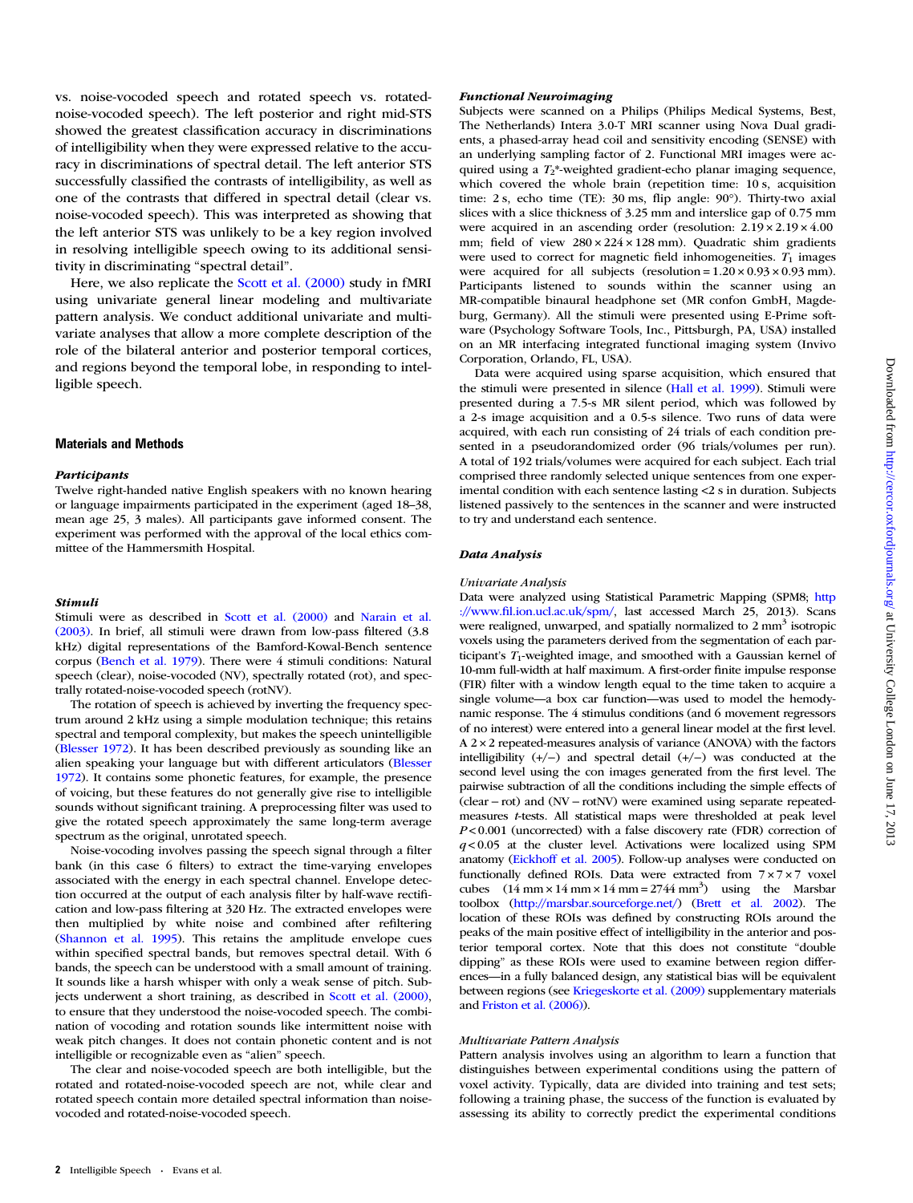vs. noise-vocoded speech and rotated speech vs. rotated-noise-vocoded speech). The left posterior and right mid-STS showed the greatest classification accuracy in discriminations of intelligibility when they were expressed relative to the accuracy in discriminations of spectral detail. The left anterior STS successfully classified the contrasts of intelligibility, as well as one of the contrasts that differed in spectral detail (clear vs. noise-vocoded speech). This was interpreted as showing that the left anterior STS was unlikely to be a key region involved in resolving intelligible speech owing to its additional sensitivity in discriminating "spectral detail".

Here, we also replicate the Scott et al. (2000) study in fMRI using univariate general linear modeling and multivariate pattern analysis. We conduct additional univariate and multivariate analyses that allow a more complete description of the role of the bilateral anterior and posterior temporal cortices, and regions beyond the temporal lobe, in responding to intelligible speech.

## Materials and Methods

### Participants

Twelve right-handed native English speakers with no known hearing or language impairments participated in the experiment (aged 18–38, mean age 25, 3 males). All participants gave informed consent. The experiment was performed with the approval of the local ethics committee of the Hammersmith Hospital.

### Stimuli

Stimuli were as described in Scott et al. (2000) and Narain et al. (2003). In brief, all stimuli were drawn from low-pass filtered (3.8 kHz) digital representations of the Bamford-Kowal-Bench sentence corpus (Bench et al. 1979). There were 4 stimuli conditions: Natural speech (clear), noise-vocoded (NV), spectrally rotated (rot), and spectrally rotated-noise-vocoded speech (rotNV).

The rotation of speech is achieved by inverting the frequency spectrum around 2 kHz using a simple modulation technique; this retains spectral and temporal complexity, but makes the speech unintelligible (Blesser 1972). It has been described previously as sounding like an alien speaking your language but with different articulators (Blesser 1972). It contains some phonetic features, for example, the presence of voicing, but these features do not generally give rise to intelligible sounds without significant training. A preprocessing filter was used to give the rotated speech approximately the same long-term average spectrum as the original, unrotated speech.

Noise-vocoding involves passing the speech signal through a filter bank (in this case 6 filters) to extract the time-varying envelopes associated with the energy in each spectral channel. Envelope detection occurred at the output of each analysis filter by half-wave rectification and low-pass filtering at 320 Hz. The extracted envelopes were then multiplied by white noise and combined after refiltering (Shannon et al. 1995). This retains the amplitude envelope cues within specified spectral bands, but removes spectral detail. With 6 bands, the speech can be understood with a small amount of training. It sounds like a harsh whisper with only a weak sense of pitch. Subjects underwent a short training, as described in Scott et al. (2000), to ensure that they understood the noise-vocoded speech. The combination of vocoding and rotation sounds like intermittent noise with weak pitch changes. It does not contain phonetic content and is not intelligible or recognizable even as "alien" speech.

The clear and noise-vocoded speech are both intelligible, but the rotated and rotated-noise-vocoded speech are not, while clear and rotated speech contain more detailed spectral information than noise-vocoded and rotated-noise-vocoded speech.

### Functional Neuroimaging

Subjects were scanned on a Philips (Philips Medical Systems, Best, The Netherlands) Intera 3.0-T MRI scanner using Nova Dual gradients, a phased-array head coil and sensitivity encoding (SENSE) with an underlying sampling factor of 2. Functional MRI images were acquired using a $T_2$*-weighted gradient-echo planar imaging sequence, which covered the whole brain (repetition time: 10 s, acquisition time: 2 s, echo time (TE): 30 ms, flip angle: 90°). Thirty-two axial slices with a slice thickness of 3.25 mm and interslice gap of 0.75 mm were acquired in an ascending order (resolution: $2.19 \times 2.19 \times 4.00$ mm; field of view $280 \times 224 \times 128$ mm). Quadratic shim gradients were used to correct for magnetic field inhomogeneities. $T_1$ images were acquired for all subjects (resolution = $1.20 \times 0.93 \times 0.93$ mm). Participants listened to sounds within the scanner using an MR-compatible binaural headphone set (MR confon GmbH, Magdeburg, Germany). All the stimuli were presented using E-Prime software (Psychology Software Tools, Inc., Pittsburgh, PA, USA) installed on an MR interfacing integrated functional imaging system (Invivo Corporation, Orlando, FL, USA).

Data were acquired using sparse acquisition, which ensured that the stimuli were presented in silence (Hall et al. 1999). Stimuli were presented during a 7.5-s MR silent period, which was followed by a 2-s image acquisition and a 0.5-s silence. Two runs of data were acquired, with each run consisting of 24 trials of each condition presented in a pseudorandomized order (96 trials/volumes per run). A total of 192 trials/volumes were acquired for each subject. Each trial comprised three randomly selected unique sentences from one experimental condition with each sentence lasting <2 s in duration. Subjects listened passively to the sentences in the scanner and were instructed to try and understand each sentence.

### Data Analysis

#### Univariate Analysis

Data were analyzed using Statistical Parametric Mapping (SPM8; http://www.fil.ion.ucl.ac.uk/spm/, last accessed March 25, 2013). Scans were realigned, unwarped, and spatially normalized to 2 mm$^3$ isotropic voxels using the parameters derived from the segmentation of each participant's $T_1$-weighted image, and smoothed with a Gaussian kernel of 10-mm full-width at half maximum. A first-order finite impulse response (FIR) filter with a window length equal to the time taken to acquire a single volume—a box car function—was used to model the hemodynamic response. The 4 stimulus conditions (and 6 movement regressors of no interest) were entered into a general linear model at the first level. A $2 \times 2$ repeated-measures analysis of variance (ANOVA) with the factors intelligibility (+/−) and spectral detail (+/−) was conducted at the second level using the con images generated from the first level. The pairwise subtraction of all the conditions including the simple effects of (clear − rot) and (NV − rotNV) were examined using separate repeated-measures $t$-tests. All statistical maps were thresholded at peak level $P < 0.001$ (uncorrected) with a false discovery rate (FDR) correction of $q < 0.05$ at the cluster level. Activations were localized using SPM anatomy (Eickhoff et al. 2005). Follow-up analyses were conducted on functionally defined ROIs. Data were extracted from $7 \times 7 \times 7$ voxel cubes ($14\ \text{mm} \times 14\ \text{mm} \times 14\ \text{mm} = 2744\ \text{mm}^3$) using the Marsbar toolbox (http://marsbar.sourceforge.net/) (Brett et al. 2002). The location of these ROIs was defined by constructing ROIs around the peaks of the main positive effect of intelligibility in the anterior and posterior temporal cortex. Note that this does not constitute "double dipping" as these ROIs were used to examine between region differences—in a fully balanced design, any statistical bias will be equivalent between regions (see Kriegeskorte et al. (2009) supplementary materials and Friston et al. (2006)).

#### Multivariate Pattern Analysis

Pattern analysis involves using an algorithm to learn a function that distinguishes between experimental conditions using the pattern of voxel activity. Typically, data are divided into training and test sets; following a training phase, the success of the function is evaluated by assessing its ability to correctly predict the experimental conditions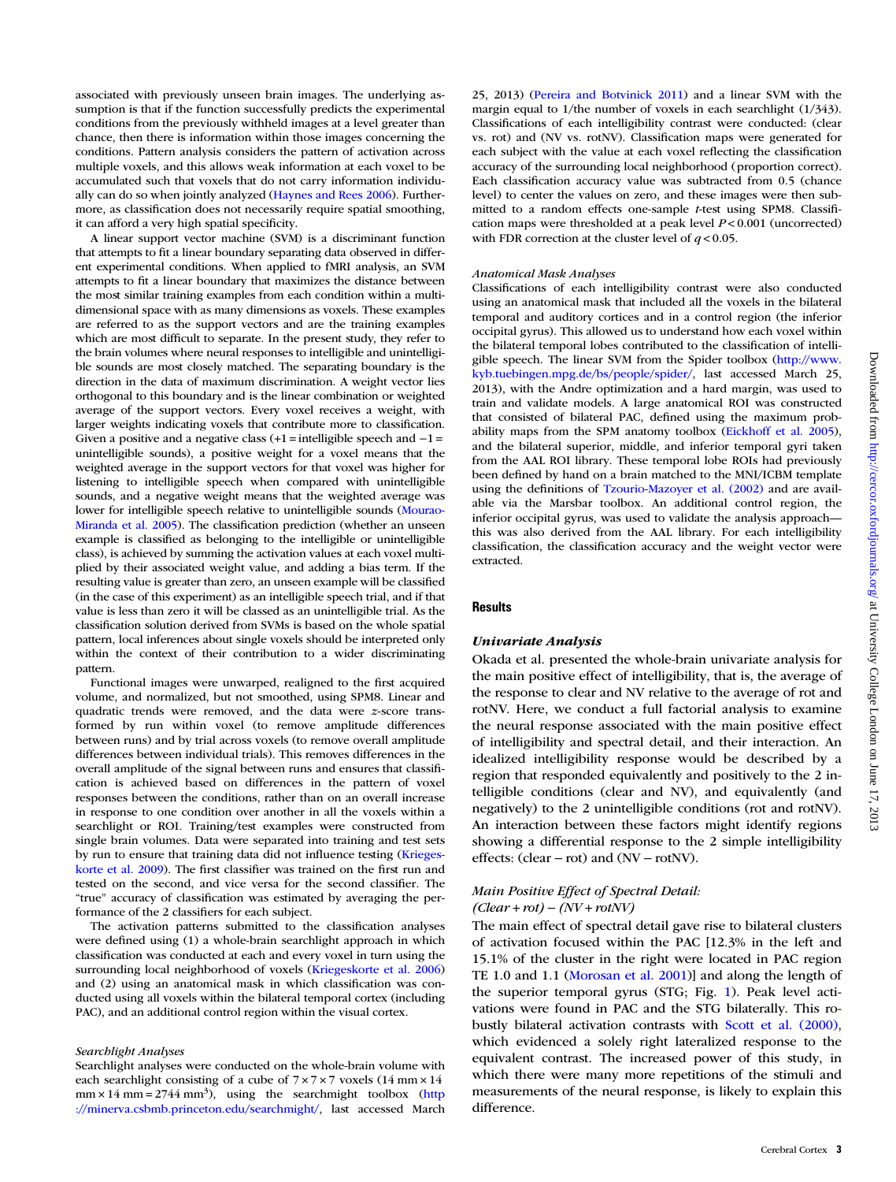associated with previously unseen brain images. The underlying assumption is that if the function successfully predicts the experimental conditions from the previously withheld images at a level greater than chance, then there is information within those images concerning the conditions. Pattern analysis considers the pattern of activation across multiple voxels, and this allows weak information at each voxel to be accumulated such that voxels that do not carry information individually can do so when jointly analyzed (Haynes and Rees 2006). Furthermore, as classification does not necessarily require spatial smoothing, it can afford a very high spatial specificity.

A linear support vector machine (SVM) is a discriminant function that attempts to fit a linear boundary separating data observed in different experimental conditions. When applied to fMRI analysis, an SVM attempts to fit a linear boundary that maximizes the distance between the most similar training examples from each condition within a multidimensional space with as many dimensions as voxels. These examples are referred to as the support vectors and are the training examples which are most difficult to separate. In the present study, they refer to the brain volumes where neural responses to intelligible and unintelligible sounds are most closely matched. The separating boundary is the direction in the data of maximum discrimination. A weight vector lies orthogonal to this boundary and is the linear combination or weighted average of the support vectors. Every voxel receives a weight, with larger weights indicating voxels that contribute more to classification. Given a positive and a negative class (+1 = intelligible speech and −1 = unintelligible sounds), a positive weight for a voxel means that the weighted average in the support vectors for that voxel was higher for listening to intelligible speech when compared with unintelligible sounds, and a negative weight means that the weighted average was lower for intelligible speech relative to unintelligible sounds (Mourao-Miranda et al. 2005). The classification prediction (whether an unseen example is classified as belonging to the intelligible or unintelligible class), is achieved by summing the activation values at each voxel multiplied by their associated weight value, and adding a bias term. If the resulting value is greater than zero, an unseen example will be classified (in the case of this experiment) as an intelligible speech trial, and if that value is less than zero it will be classed as an unintelligible trial. As the classification solution derived from SVMs is based on the whole spatial pattern, local inferences about single voxels should be interpreted only within the context of their contribution to a wider discriminating pattern.

Functional images were unwarped, realigned to the first acquired volume, and normalized, but not smoothed, using SPM8. Linear and quadratic trends were removed, and the data were *z*-score transformed by run within voxel (to remove amplitude differences between runs) and by trial across voxels (to remove overall amplitude differences between individual trials). This removes differences in the overall amplitude of the signal between runs and ensures that classification is achieved based on differences in the pattern of voxel responses between the conditions, rather than on an overall increase in response to one condition over another in all the voxels within a searchlight or ROI. Training/test examples were constructed from single brain volumes. Data were separated into training and test sets by run to ensure that training data did not influence testing (Kriegeskorte et al. 2009). The first classifier was trained on the first run and tested on the second, and vice versa for the second classifier. The "true" accuracy of classification was estimated by averaging the performance of the 2 classifiers for each subject.

The activation patterns submitted to the classification analyses were defined using (1) a whole-brain searchlight approach in which classification was conducted at each and every voxel in turn using the surrounding local neighborhood of voxels (Kriegeskorte et al. 2006) and (2) using an anatomical mask in which classification was conducted using all voxels within the bilateral temporal cortex (including PAC), and an additional control region within the visual cortex.

#### *Searchlight Analyses*

Searchlight analyses were conducted on the whole-brain volume with each searchlight consisting of a cube of 7 × 7 × 7 voxels (14 mm × 14 mm × 14 mm = 2744 mm$^3$), using the searchmight toolbox (http://minerva.csbmb.princeton.edu/searchmight/, last accessed March 25, 2013) (Pereira and Botvinick 2011) and a linear SVM with the margin equal to 1/the number of voxels in each searchlight (1/343). Classifications of each intelligibility contrast were conducted: (clear vs. rot) and (NV vs. rotNV). Classification maps were generated for each subject with the value at each voxel reflecting the classification accuracy of the surrounding local neighborhood (proportion correct). Each classification accuracy value was subtracted from 0.5 (chance level) to center the values on zero, and these images were then submitted to a random effects one-sample *t*-test using SPM8. Classification maps were thresholded at a peak level $P < 0.001$ (uncorrected) with FDR correction at the cluster level of $q < 0.05$.

#### *Anatomical Mask Analyses*

Classifications of each intelligibility contrast were also conducted using an anatomical mask that included all the voxels in the bilateral temporal and auditory cortices and in a control region (the inferior occipital gyrus). This allowed us to understand how each voxel within the bilateral temporal lobes contributed to the classification of intelligible speech. The linear SVM from the Spider toolbox (http://www.kyb.tuebingen.mpg.de/bs/people/spider/, last accessed March 25, 2013), with the Andre optimization and a hard margin, was used to train and validate models. A large anatomical ROI was constructed that consisted of bilateral PAC, defined using the maximum probability maps from the SPM anatomy toolbox (Eickhoff et al. 2005), and the bilateral superior, middle, and inferior temporal gyri taken from the AAL ROI library. These temporal lobe ROIs had previously been defined by hand on a brain matched to the MNI/ICBM template using the definitions of Tzourio-Mazoyer et al. (2002) and are available via the Marsbar toolbox. An additional control region, the inferior occipital gyrus, was used to validate the analysis approach—this was also derived from the AAL library. For each intelligibility classification, the classification accuracy and the weight vector were extracted.

## Results

### *Univariate Analysis*

Okada et al. presented the whole-brain univariate analysis for the main positive effect of intelligibility, that is, the average of the response to clear and NV relative to the average of rot and rotNV. Here, we conduct a full factorial analysis to examine the neural response associated with the main positive effect of intelligibility and spectral detail, and their interaction. An idealized intelligibility response would be described by a region that responded equivalently and positively to the 2 intelligible conditions (clear and NV), and equivalently (and negatively) to the 2 unintelligible conditions (rot and rotNV). An interaction between these factors might identify regions showing a differential response to the 2 simple intelligibility effects: (clear − rot) and (NV − rotNV).

### *Main Positive Effect of Spectral Detail: (Clear + rot) − (NV + rotNV)*

The main effect of spectral detail gave rise to bilateral clusters of activation focused within the PAC [12.3% in the left and 15.1% of the cluster in the right were located in PAC region TE 1.0 and 1.1 (Morosan et al. 2001)] and along the length of the superior temporal gyrus (STG; Fig. 1). Peak level activations were found in PAC and the STG bilaterally. This robustly bilateral activation contrasts with Scott et al. (2000), which evidenced a solely right lateralized response to the equivalent contrast. The increased power of this study, in which there were many more repetitions of the stimuli and measurements of the neural response, is likely to explain this difference.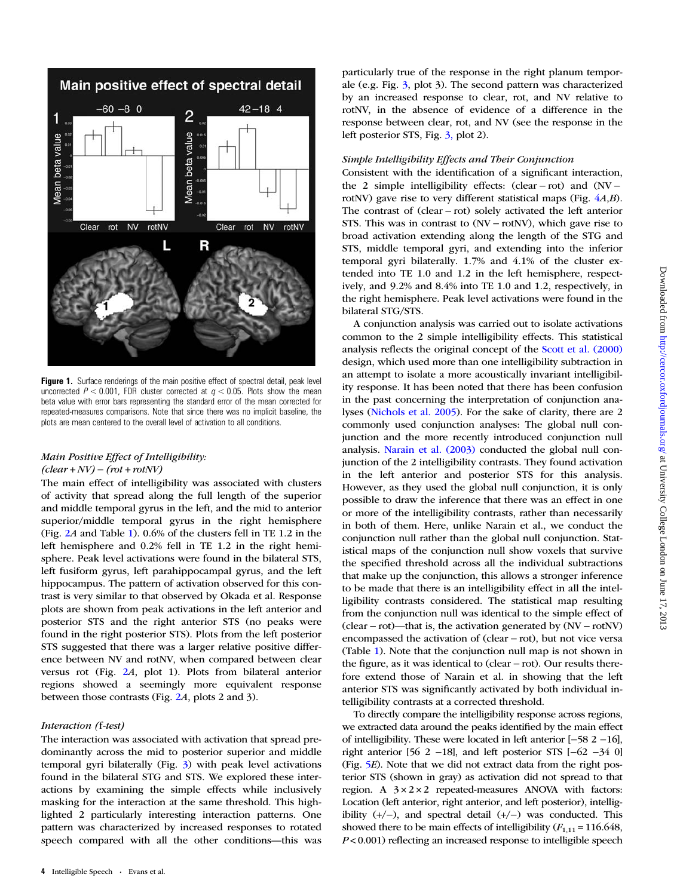Figure 1. Surface renderings of the main positive effect of spectral detail, peak level uncorrected $P < 0.001$, FDR cluster corrected at $q < 0.05$. Plots show the mean beta value with error bars representing the standard error of the mean corrected for repeated-measures comparisons. Note that since there was no implicit baseline, the plots are mean centered to the overall level of activation to all conditions.

### *Main Positive Effect of Intelligibility: (clear + NV) − (rot + rotNV)*

The main effect of intelligibility was associated with clusters of activity that spread along the full length of the superior and middle temporal gyrus in the left, and the mid to anterior superior/middle temporal gyrus in the right hemisphere (Fig. 2*A* and Table 1). 0.6% of the clusters fell in TE 1.2 in the left hemisphere and 0.2% fell in TE 1.2 in the right hemisphere. Peak level activations were found in the bilateral STS, left fusiform gyrus, left parahippocampal gyrus, and the left hippocampus. The pattern of activation observed for this contrast is very similar to that observed by Okada et al. Response plots are shown from peak activations in the left anterior and posterior STS and the right anterior STS (no peaks were found in the right posterior STS). Plots from the left posterior STS suggested that there was a larger relative positive difference between NV and rotNV, when compared between clear versus rot (Fig. 2*A*, plot 1). Plots from bilateral anterior regions showed a seemingly more equivalent response between those contrasts (Fig. 2*A*, plots 2 and 3).

### *Interaction (*f*-test)*

The interaction was associated with activation that spread predominantly across the mid to posterior superior and middle temporal gyri bilaterally (Fig. 3) with peak level activations found in the bilateral STG and STS. We explored these interactions by examining the simple effects while inclusively masking for the interaction at the same threshold. This highlighted 2 particularly interesting interaction patterns. One pattern was characterized by increased responses to rotated speech compared with all the other conditions—this was particularly true of the response in the right planum temporale (e.g. Fig. 3, plot 3). The second pattern was characterized by an increased response to clear, rot, and NV relative to rotNV, in the absence of evidence of a difference in the response between clear, rot, and NV (see the response in the left posterior STS, Fig. 3, plot 2).

### *Simple Intelligibility Effects and Their Conjunction*

Consistent with the identification of a significant interaction, the 2 simple intelligibility effects: (clear − rot) and (NV − rotNV) gave rise to very different statistical maps (Fig. 4*A*,*B*). The contrast of (clear − rot) solely activated the left anterior STS. This was in contrast to (NV − rotNV), which gave rise to broad activation extending along the length of the STG and STS, middle temporal gyri, and extending into the inferior temporal gyri bilaterally. 1.7% and 4.1% of the cluster extended into TE 1.0 and 1.2 in the left hemisphere, respectively, and 9.2% and 8.4% into TE 1.0 and 1.2, respectively, in the right hemisphere. Peak level activations were found in the bilateral STG/STS.

A conjunction analysis was carried out to isolate activations common to the 2 simple intelligibility effects. This statistical analysis reflects the original concept of the Scott et al. (2000) design, which used more than one intelligibility subtraction in an attempt to isolate a more acoustically invariant intelligibility response. It has been noted that there has been confusion in the past concerning the interpretation of conjunction analyses (Nichols et al. 2005). For the sake of clarity, there are 2 commonly used conjunction analyses: The global null conjunction and the more recently introduced conjunction null analysis. Narain et al. (2003) conducted the global null conjunction of the 2 intelligibility contrasts. They found activation in the left anterior and posterior STS for this analysis. However, as they used the global null conjunction, it is only possible to draw the inference that there was an effect in one or more of the intelligibility contrasts, rather than necessarily in both of them. Here, unlike Narain et al., we conduct the conjunction null rather than the global null conjunction. Statistical maps of the conjunction null show voxels that survive the specified threshold across all the individual subtractions that make up the conjunction, this allows a stronger inference to be made that there is an intelligibility effect in all the intelligibility contrasts considered. The statistical map resulting from the conjunction null was identical to the simple effect of (clear − rot)—that is, the activation generated by (NV − rotNV) encompassed the activation of (clear − rot), but not vice versa (Table 1). Note that the conjunction null map is not shown in the figure, as it was identical to (clear − rot). Our results therefore extend those of Narain et al. in showing that the left anterior STS was significantly activated by both individual intelligibility contrasts at a corrected threshold.

To directly compare the intelligibility response across regions, we extracted data around the peaks identified by the main effect of intelligibility. These were located in left anterior [−58 2 −16], right anterior [56 2 −18], and left posterior STS [−62 −34 0] (Fig. 5*E*). Note that we did not extract data from the right posterior STS (shown in gray) as activation did not spread to that region. A 3 × 2 × 2 repeated-measures ANOVA with factors: Location (left anterior, right anterior, and left posterior), intelligibility (+/−), and spectral detail (+/−) was conducted. This showed there to be main effects of intelligibility ($F_{1,11} = 116.648$, $P < 0.001$) reflecting an increased response to intelligible speech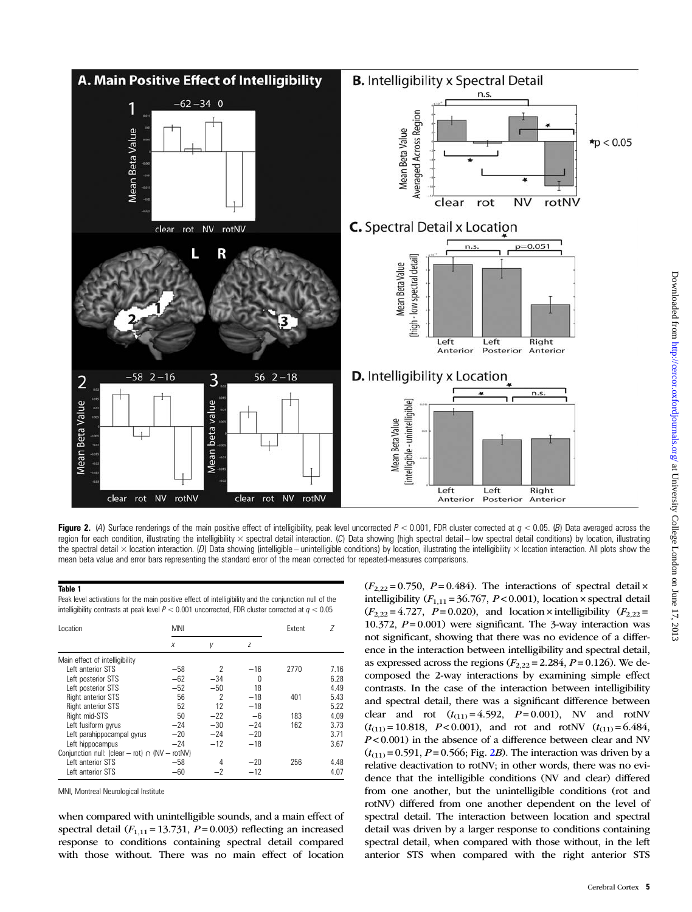**Figure 2.** (A) Surface renderings of the main positive effect of intelligibility, peak level uncorrected $P < 0.001$, FDR cluster corrected at $q < 0.05$. (B) Data averaged across the region for each condition, illustrating the intelligibility × spectral detail interaction. (C) Data showing (high spectral detail − low spectral detail conditions) by location, illustrating the spectral detail × location interaction. (D) Data showing (intelligible − unintelligible conditions) by location, illustrating the intelligibility × location interaction. All plots show the mean beta value and error bars representing the standard error of the mean corrected for repeated-measures comparisons.

**Table 1**

Peak level activations for the main positive effect of intelligibility and the conjunction null of the intelligibility contrasts at peak level $P < 0.001$ uncorrected, FDR cluster corrected at $q < 0.05$

| Location | MNI | | | Extent | Z |
|---|---|---|---|---|---|
| | x | y | z | | |
| Main effect of intelligibility | | | | | |
| Left anterior STS | −58 | 2 | −16 | 2770 | 7.16 |
| Left posterior STS | −62 | −34 | 0 | | 6.28 |
| Left posterior STS | −52 | −50 | 18 | | 4.49 |
| Right anterior STS | 56 | 2 | −18 | 401 | 5.43 |
| Right anterior STS | 52 | 12 | −18 | | 5.22 |
| Right mid-STS | 50 | −22 | −6 | 183 | 4.09 |
| Left fusiform gyrus | −24 | −30 | −24 | 162 | 3.73 |
| Left parahippocampal gyrus | −20 | −24 | −20 | | 3.71 |
| Left hippocampus | −24 | −12 | −18 | | 3.67 |
| Conjunction null: (clear − rot) ∩ (NV − rotNV) | | | | | |
| Left anterior STS | −58 | 4 | −20 | 256 | 4.48 |
| Left anterior STS | −60 | −2 | −12 | | 4.07 |

MNI, Montreal Neurological Institute

when compared with unintelligible sounds, and a main effect of spectral detail ($F_{1,11} = 13.731$, $P = 0.003$) reflecting an increased response to conditions containing spectral detail compared with those without. There was no main effect of location ($F_{2,22} = 0.750$, $P = 0.484$). The interactions of spectral detail × intelligibility ($F_{1,11} = 36.767$, $P < 0.001$), location × spectral detail ($F_{2,22} = 4.727$, $P = 0.020$), and location × intelligibility ($F_{2,22} = 10.372$, $P = 0.001$) were significant. The 3-way interaction was not significant, showing that there was no evidence of a difference in the interaction between intelligibility and spectral detail, as expressed across the regions ($F_{2,22} = 2.284$, $P = 0.126$). We decomposed the 2-way interactions by examining simple effect contrasts. In the case of the interaction between intelligibility and spectral detail, there was a significant difference between clear and rot ($t_{(11)} = 4.592$, $P = 0.001$), NV and rotNV ($t_{(11)} = 10.818$, $P < 0.001$), and rot and rotNV ($t_{(11)} = 6.484$, $P < 0.001$) in the absence of a difference between clear and NV ($t_{(11)} = 0.591$, $P = 0.566$; Fig. 2B). The interaction was driven by a relative deactivation to rotNV; in other words, there was no evidence that the intelligible conditions (NV and clear) differed from one another, but the unintelligible conditions (rot and rotNV) differed from one another dependent on the level of spectral detail. The interaction between location and spectral detail was driven by a larger response to conditions containing spectral detail, when compared with those without, in the left anterior STS when compared with the right anterior STS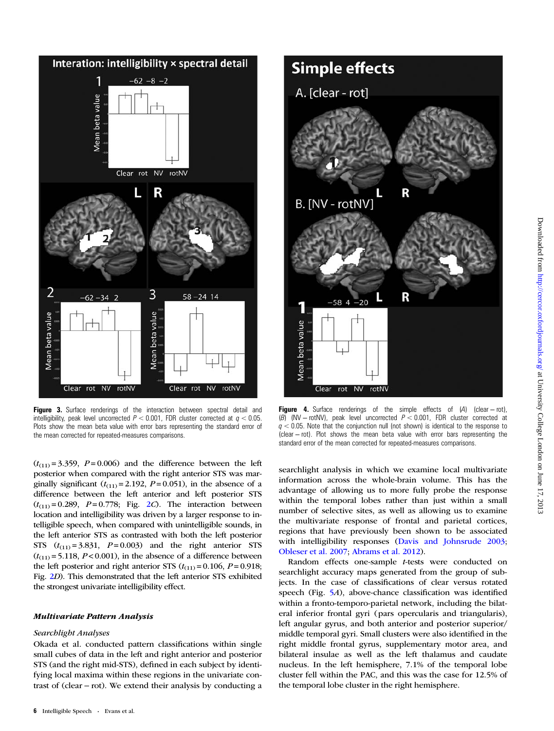**Figure 3.** Surface renderings of the interaction between spectral detail and intelligibility, peak level uncorrected $P < 0.001$, FDR cluster corrected at $q < 0.05$. Plots show the mean beta value with error bars representing the standard error of the mean corrected for repeated-measures comparisons.

**Figure 4.** Surface renderings of the simple effects of (*A*) (clear − rot), (*B*) (NV − rotNV), peak level uncorrected $P < 0.001$, FDR cluster corrected at $q < 0.05$. Note that the conjunction null (not shown) is identical to the response to (clear − rot). Plot shows the mean beta value with error bars representing the standard error of the mean corrected for repeated-measures comparisons.

($t_{(11)} = 3.359$, $P = 0.006$) and the difference between the left posterior when compared with the right anterior STS was marginally significant ($t_{(11)} = 2.192$, $P = 0.051$), in the absence of a difference between the left anterior and left posterior STS ($t_{(11)} = 0.289$, $P = 0.778$; Fig. 2*C*). The interaction between location and intelligibility was driven by a larger response to intelligible speech, when compared with unintelligible sounds, in the left anterior STS as contrasted with both the left posterior STS ($t_{(11)} = 3.831$, $P = 0.003$) and the right anterior STS ($t_{(11)} = 5.118$, $P < 0.001$), in the absence of a difference between the left posterior and right anterior STS ($t_{(11)} = 0.106$, $P = 0.918$; Fig. 2*D*). This demonstrated that the left anterior STS exhibited the strongest univariate intelligibility effect.

### *Multivariate Pattern Analysis*

#### *Searchlight Analyses*

Okada et al. conducted pattern classifications within single small cubes of data in the left and right anterior and posterior STS (and the right mid-STS), defined in each subject by identifying local maxima within these regions in the univariate contrast of (clear − rot). We extend their analysis by conducting a searchlight analysis in which we examine local multivariate information across the whole-brain volume. This has the advantage of allowing us to more fully probe the response within the temporal lobes rather than just within a small number of selective sites, as well as allowing us to examine the multivariate response of frontal and parietal cortices, regions that have previously been shown to be associated with intelligibility responses (Davis and Johnsrude 2003; Obleser et al. 2007; Abrams et al. 2012).

Random effects one-sample *t*-tests were conducted on searchlight accuracy maps generated from the group of subjects. In the case of classifications of clear versus rotated speech (Fig. 5*A*), above-chance classification was identified within a fronto-temporo-parietal network, including the bilateral inferior frontal gyri (pars opercularis and triangularis), left angular gyrus, and both anterior and posterior superior/middle temporal gyri. Small clusters were also identified in the right middle frontal gyrus, supplementary motor area, and bilateral insulae as well as the left thalamus and caudate nucleus. In the left hemisphere, 7.1% of the temporal lobe cluster fell within the PAC, and this was the case for 12.5% of the temporal lobe cluster in the right hemisphere.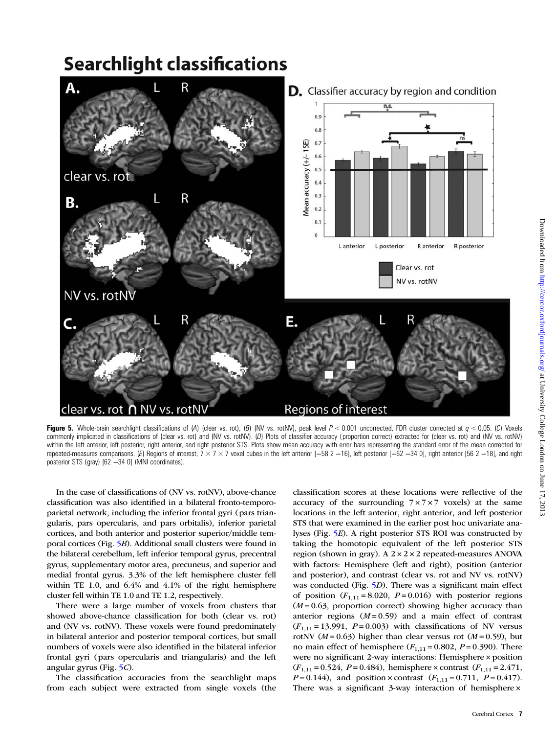Figure 5. Whole-brain searchlight classifications of (A) (clear vs. rot), (B) (NV vs. rotNV), peak level $P < 0.001$ uncorrected, FDR cluster corrected at $q < 0.05$. (C) Voxels commonly implicated in classifications of (clear vs. rot) and (NV vs. rotNV). (D) Plots of classifier accuracy (proportion correct) extracted for (clear vs. rot) and (NV vs. rotNV) within the left anterior, left posterior, right anterior, and right posterior STS. Plots show mean accuracy with error bars representing the standard error of the mean corrected for repeated-measures comparisons. (E) Regions of interest, $7 \times 7 \times 7$ voxel cubes in the left anterior [−58 2 −16], left posterior [−62 −34 0], right anterior [56 2 −18], and right posterior STS (gray) [62 −34 0] (MNI coordinates).

In the case of classifications of (NV vs. rotNV), above-chance classification was also identified in a bilateral fronto-temporo-parietal network, including the inferior frontal gyri (pars triangularis, pars opercularis, and pars orbitalis), inferior parietal cortices, and both anterior and posterior superior/middle temporal cortices (Fig. 5B). Additional small clusters were found in the bilateral cerebellum, left inferior temporal gyrus, precentral gyrus, supplementary motor area, precuneus, and superior and medial frontal gyrus. 3.3% of the left hemisphere cluster fell within TE 1.0, and 6.4% and 4.1% of the right hemisphere cluster fell within TE 1.0 and TE 1.2, respectively.

There were a large number of voxels from clusters that showed above-chance classification for both (clear vs. rot) and (NV vs. rotNV). These voxels were found predominately in bilateral anterior and posterior temporal cortices, but small numbers of voxels were also identified in the bilateral inferior frontal gyri (pars opercularis and triangularis) and the left angular gyrus (Fig. 5C).

The classification accuracies from the searchlight maps from each subject were extracted from single voxels (the classification scores at these locations were reflective of the accuracy of the surrounding $7 \times 7 \times 7$ voxels) at the same locations in the left anterior, right anterior, and left posterior STS that were examined in the earlier post hoc univariate analyses (Fig. 5E). A right posterior STS ROI was constructed by taking the homotopic equivalent of the left posterior STS region (shown in gray). A $2 \times 2 \times 2$ repeated-measures ANOVA with factors: Hemisphere (left and right), position (anterior and posterior), and contrast (clear vs. rot and NV vs. rotNV) was conducted (Fig. 5D). There was a significant main effect of position ($F_{1,11} = 8.020$, $P = 0.016$) with posterior regions ($M = 0.63$, proportion correct) showing higher accuracy than anterior regions ($M = 0.59$) and a main effect of contrast ($F_{1,11} = 13.991$, $P = 0.003$) with classifications of NV versus rotNV ($M = 0.63$) higher than clear versus rot ($M = 0.59$), but no main effect of hemisphere ($F_{1,11} = 0.802$, $P = 0.390$). There were no significant 2-way interactions: Hemisphere × position ($F_{1,11} = 0.524$, $P = 0.484$), hemisphere × contrast ($F_{1,11} = 2.471$, $P = 0.144$), and position × contrast ($F_{1,11} = 0.711$, $P = 0.417$). There was a significant 3-way interaction of hemisphere ×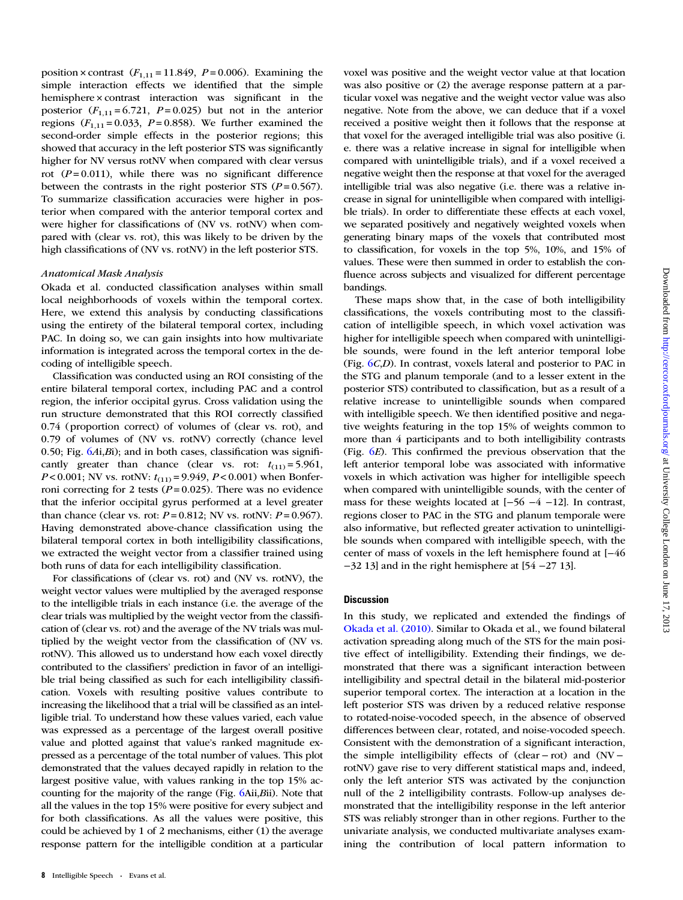position × contrast ($F_{1,11} = 11.849$, $P = 0.006$). Examining the simple interaction effects we identified that the simple hemisphere × contrast interaction was significant in the posterior ($F_{1,11} = 6.721$, $P = 0.025$) but not in the anterior regions ($F_{1,11} = 0.033$, $P = 0.858$). We further examined the second-order simple effects in the posterior regions; this showed that accuracy in the left posterior STS was significantly higher for NV versus rotNV when compared with clear versus rot ($P = 0.011$), while there was no significant difference between the contrasts in the right posterior STS ($P = 0.567$). To summarize classification accuracies were higher in posterior when compared with the anterior temporal cortex and were higher for classifications of (NV vs. rotNV) when compared with (clear vs. rot), this was likely to be driven by the high classifications of (NV vs. rotNV) in the left posterior STS.

### *Anatomical Mask Analysis*

Okada et al. conducted classification analyses within small local neighborhoods of voxels within the temporal cortex. Here, we extend this analysis by conducting classifications using the entirety of the bilateral temporal cortex, including PAC. In doing so, we can gain insights into how multivariate information is integrated across the temporal cortex in the decoding of intelligible speech.

Classification was conducted using an ROI consisting of the entire bilateral temporal cortex, including PAC and a control region, the inferior occipital gyrus. Cross validation using the run structure demonstrated that this ROI correctly classified 0.74 (proportion correct) of volumes of (clear vs. rot), and 0.79 of volumes of (NV vs. rotNV) correctly (chance level 0.50; Fig. 6*A*i,*B*i); and in both cases, classification was significantly greater than chance (clear vs. rot: $t_{(11)} = 5.961$, $P < 0.001$; NV vs. rotNV: $t_{(11)} = 9.949$, $P < 0.001$) when Bonferroni correcting for 2 tests ($P = 0.025$). There was no evidence that the inferior occipital gyrus performed at a level greater than chance (clear vs. rot: $P = 0.812$; NV vs. rotNV: $P = 0.967$). Having demonstrated above-chance classification using the bilateral temporal cortex in both intelligibility classifications, we extracted the weight vector from a classifier trained using both runs of data for each intelligibility classification.

For classifications of (clear vs. rot) and (NV vs. rotNV), the weight vector values were multiplied by the averaged response to the intelligible trials in each instance (i.e. the average of the clear trials was multiplied by the weight vector from the classification of (clear vs. rot) and the average of the NV trials was multiplied by the weight vector from the classification of (NV vs. rotNV). This allowed us to understand how each voxel directly contributed to the classifiers' prediction in favor of an intelligible trial being classified as such for each intelligibility classification. Voxels with resulting positive values contribute to increasing the likelihood that a trial will be classified as an intelligible trial. To understand how these values varied, each value was expressed as a percentage of the largest overall positive value and plotted against that value's ranked magnitude expressed as a percentage of the total number of values. This plot demonstrated that the values decayed rapidly in relation to the largest positive value, with values ranking in the top 15% accounting for the majority of the range (Fig. 6*A*ii,*B*ii). Note that all the values in the top 15% were positive for every subject and for both classifications. As all the values were positive, this could be achieved by 1 of 2 mechanisms, either (1) the average response pattern for the intelligible condition at a particular voxel was positive and the weight vector value at that location was also positive or (2) the average response pattern at a particular voxel was negative and the weight vector value was also negative. Note from the above, we can deduce that if a voxel received a positive weight then it follows that the response at that voxel for the averaged intelligible trial was also positive (i. e. there was a relative increase in signal for intelligible when compared with unintelligible trials), and if a voxel received a negative weight then the response at that voxel for the averaged intelligible trial was also negative (i.e. there was a relative increase in signal for unintelligible when compared with intelligible trials). In order to differentiate these effects at each voxel, we separated positively and negatively weighted voxels when generating binary maps of the voxels that contributed most to classification, for voxels in the top 5%, 10%, and 15% of values. These were then summed in order to establish the confluence across subjects and visualized for different percentage bandings.

These maps show that, in the case of both intelligibility classifications, the voxels contributing most to the classification of intelligible speech, in which voxel activation was higher for intelligible speech when compared with unintelligible sounds, were found in the left anterior temporal lobe (Fig. 6*C*,*D*). In contrast, voxels lateral and posterior to PAC in the STG and planum temporale (and to a lesser extent in the posterior STS) contributed to classification, but as a result of a relative increase to unintelligible sounds when compared with intelligible speech. We then identified positive and negative weights featuring in the top 15% of weights common to more than 4 participants and to both intelligibility contrasts (Fig. 6*E*). This confirmed the previous observation that the left anterior temporal lobe was associated with informative voxels in which activation was higher for intelligible speech when compared with unintelligible sounds, with the center of mass for these weights located at [−56 −4 −12]. In contrast, regions closer to PAC in the STG and planum temporale were also informative, but reflected greater activation to unintelligible sounds when compared with intelligible speech, with the center of mass of voxels in the left hemisphere found at [−46 −32 13] and in the right hemisphere at [54 −27 13].

## Discussion

In this study, we replicated and extended the findings of Okada et al. (2010). Similar to Okada et al., we found bilateral activation spreading along much of the STS for the main positive effect of intelligibility. Extending their findings, we demonstrated that there was a significant interaction between intelligibility and spectral detail in the bilateral mid-posterior superior temporal cortex. The interaction at a location in the left posterior STS was driven by a reduced relative response to rotated-noise-vocoded speech, in the absence of observed differences between clear, rotated, and noise-vocoded speech. Consistent with the demonstration of a significant interaction, the simple intelligibility effects of (clear − rot) and (NV − rotNV) gave rise to very different statistical maps and, indeed, only the left anterior STS was activated by the conjunction null of the 2 intelligibility contrasts. Follow-up analyses demonstrated that the intelligibility response in the left anterior STS was reliably stronger than in other regions. Further to the univariate analysis, we conducted multivariate analyses examining the contribution of local pattern information to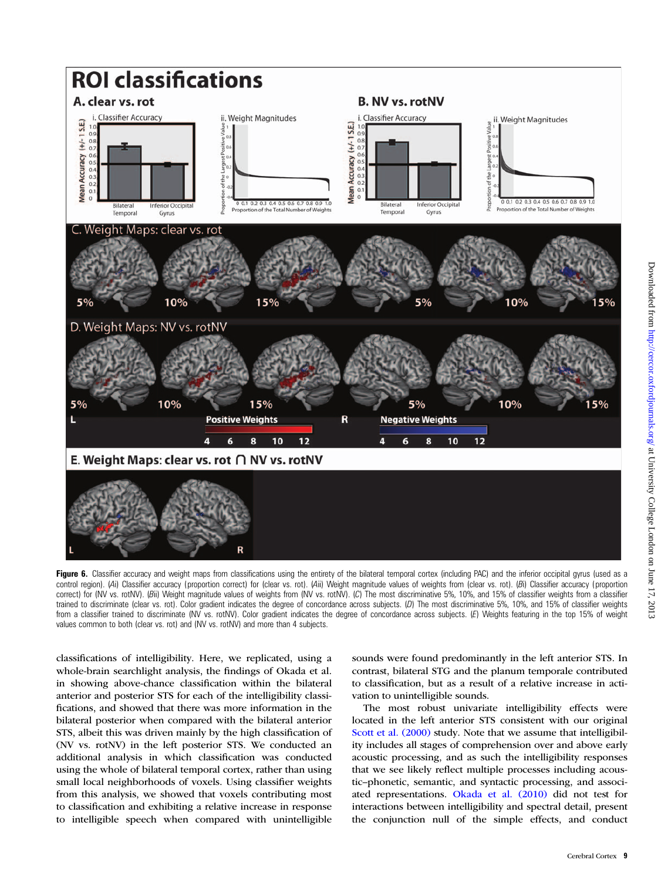**Figure 6.** Classifier accuracy and weight maps from classifications using the entirety of the bilateral temporal cortex (including PAC) and the inferior occipital gyrus (used as a control region). (*Ai*) Classifier accuracy (proportion correct) for (clear vs. rot). (*Aii*) Weight magnitude values of weights from (clear vs. rot). (*Bi*) Classifier accuracy (proportion correct) for (NV vs. rotNV). (*Bii*) Weight magnitude values of weights from (NV vs. rotNV). (*C*) The most discriminative 5%, 10%, and 15% of classifier weights from a classifier trained to discriminate (clear vs. rot). Color gradient indicates the degree of concordance across subjects. (*D*) The most discriminative 5%, 10%, and 15% of classifier weights from a classifier trained to discriminate (NV vs. rotNV). Color gradient indicates the degree of concordance across subjects. (*E*) Weights featuring in the top 15% of weight values common to both (clear vs. rot) and (NV vs. rotNV) and more than 4 subjects.

classifications of intelligibility. Here, we replicated, using a whole-brain searchlight analysis, the findings of Okada et al. in showing above-chance classification within the bilateral anterior and posterior STS for each of the intelligibility classifications, and showed that there was more information in the bilateral posterior when compared with the bilateral anterior STS, albeit this was driven mainly by the high classification of (NV vs. rotNV) in the left posterior STS. We conducted an additional analysis in which classification was conducted using the whole of bilateral temporal cortex, rather than using small local neighborhoods of voxels. Using classifier weights from this analysis, we showed that voxels contributing most to classification and exhibiting a relative increase in response to intelligible speech when compared with unintelligible sounds were found predominantly in the left anterior STS. In contrast, bilateral STG and the planum temporale contributed to classification, but as a result of a relative increase in activation to unintelligible sounds.

The most robust univariate intelligibility effects were located in the left anterior STS consistent with our original Scott et al. (2000) study. Note that we assume that intelligibility includes all stages of comprehension over and above early acoustic processing, and as such the intelligibility responses that we see likely reflect multiple processes including acoustic–phonetic, semantic, and syntactic processing, and associated representations. Okada et al. (2010) did not test for interactions between intelligibility and spectral detail, present the conjunction null of the simple effects, and conduct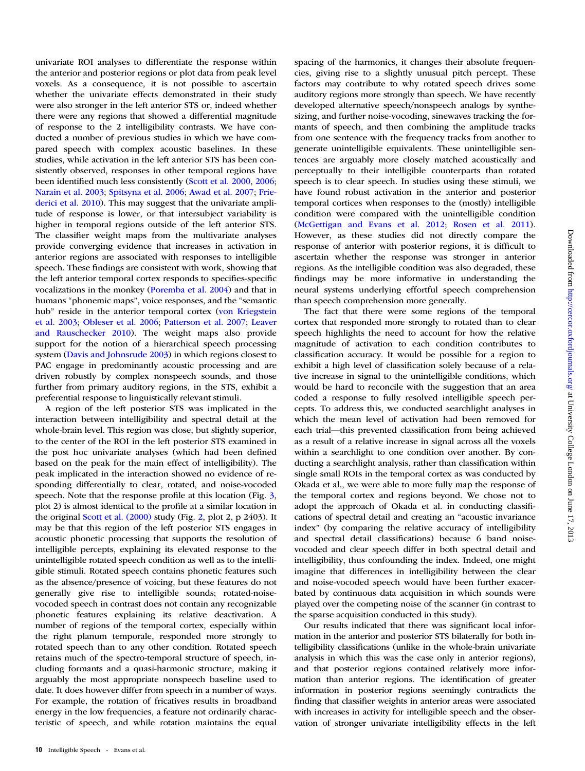univariate ROI analyses to differentiate the response within the anterior and posterior regions or plot data from peak level voxels. As a consequence, it is not possible to ascertain whether the univariate effects demonstrated in their study were also stronger in the left anterior STS or, indeed whether there were any regions that showed a differential magnitude of response to the 2 intelligibility contrasts. We have conducted a number of previous studies in which we have compared speech with complex acoustic baselines. In these studies, while activation in the left anterior STS has been consistently observed, responses in other temporal regions have been identified much less consistently (Scott et al. 2000, 2006; Narain et al. 2003; Spitsyna et al. 2006; Awad et al. 2007; Friederici et al. 2010). This may suggest that the univariate amplitude of response is lower, or that intersubject variability is higher in temporal regions outside of the left anterior STS. The classifier weight maps from the multivariate analyses provide converging evidence that increases in activation in anterior regions are associated with responses to intelligible speech. These findings are consistent with work, showing that the left anterior temporal cortex responds to specifies-specific vocalizations in the monkey (Poremba et al. 2004) and that in humans "phonemic maps", voice responses, and the "semantic hub" reside in the anterior temporal cortex (von Kriegstein et al. 2003; Obleser et al. 2006; Patterson et al. 2007; Leaver and Rauschecker 2010). The weight maps also provide support for the notion of a hierarchical speech processing system (Davis and Johnsrude 2003) in which regions closest to PAC engage in predominantly acoustic processing and are driven robustly by complex nonspeech sounds, and those further from primary auditory regions, in the STS, exhibit a preferential response to linguistically relevant stimuli.

A region of the left posterior STS was implicated in the interaction between intelligibility and spectral detail at the whole-brain level. This region was close, but slightly superior, to the center of the ROI in the left posterior STS examined in the post hoc univariate analyses (which had been defined based on the peak for the main effect of intelligibility). The peak implicated in the interaction showed no evidence of responding differentially to clear, rotated, and noise-vocoded speech. Note that the response profile at this location (Fig. 3, plot 2) is almost identical to the profile at a similar location in the original Scott et al. (2000) study (Fig. 2, plot 2, p 2403). It may be that this region of the left posterior STS engages in acoustic phonetic processing that supports the resolution of intelligible percepts, explaining its elevated response to the unintelligible rotated speech condition as well as to the intelligible stimuli. Rotated speech contains phonetic features such as the absence/presence of voicing, but these features do not generally give rise to intelligible sounds; rotated-noise-vocoded speech in contrast does not contain any recognizable phonetic features explaining its relative deactivation. A number of regions of the temporal cortex, especially within the right planum temporale, responded more strongly to rotated speech than to any other condition. Rotated speech retains much of the spectro-temporal structure of speech, including formants and a quasi-harmonic structure, making it arguably the most appropriate nonspeech baseline used to date. It does however differ from speech in a number of ways. For example, the rotation of fricatives results in broadband energy in the low frequencies, a feature not ordinarily characteristic of speech, and while rotation maintains the equal spacing of the harmonics, it changes their absolute frequencies, giving rise to a slightly unusual pitch percept. These factors may contribute to why rotated speech drives some auditory regions more strongly than speech. We have recently developed alternative speech/nonspeech analogs by synthesizing, and further noise-vocoding, sinewaves tracking the formants of speech, and then combining the amplitude tracks from one sentence with the frequency tracks from another to generate unintelligible equivalents. These unintelligible sentences are arguably more closely matched acoustically and perceptually to their intelligible counterparts than rotated speech is to clear speech. In studies using these stimuli, we have found robust activation in the anterior and posterior temporal cortices when responses to the (mostly) intelligible condition were compared with the unintelligible condition (McGettigan and Evans et al. 2012; Rosen et al. 2011). However, as these studies did not directly compare the response of anterior with posterior regions, it is difficult to ascertain whether the response was stronger in anterior regions. As the intelligible condition was also degraded, these findings may be more informative in understanding the neural systems underlying effortful speech comprehension than speech comprehension more generally.

The fact that there were some regions of the temporal cortex that responded more strongly to rotated than to clear speech highlights the need to account for how the relative magnitude of activation to each condition contributes to classification accuracy. It would be possible for a region to exhibit a high level of classification solely because of a relative increase in signal to the unintelligible conditions, which would be hard to reconcile with the suggestion that an area coded a response to fully resolved intelligible speech percepts. To address this, we conducted searchlight analyses in which the mean level of activation had been removed for each trial—this prevented classification from being achieved as a result of a relative increase in signal across all the voxels within a searchlight to one condition over another. By conducting a searchlight analysis, rather than classification within single small ROIs in the temporal cortex as was conducted by Okada et al., we were able to more fully map the response of the temporal cortex and regions beyond. We chose not to adopt the approach of Okada et al. in conducting classifications of spectral detail and creating an "acoustic invariance index" (by comparing the relative accuracy of intelligibility and spectral detail classifications) because 6 band noise-vocoded and clear speech differ in both spectral detail and intelligibility, thus confounding the index. Indeed, one might imagine that differences in intelligibility between the clear and noise-vocoded speech would have been further exacerbated by continuous data acquisition in which sounds were played over the competing noise of the scanner (in contrast to the sparse acquisition conducted in this study).

Our results indicated that there was significant local information in the anterior and posterior STS bilaterally for both intelligibility classifications (unlike in the whole-brain univariate analysis in which this was the case only in anterior regions), and that posterior regions contained relatively more information than anterior regions. The identification of greater information in posterior regions seemingly contradicts the finding that classifier weights in anterior areas were associated with increases in activity for intelligible speech and the observation of stronger univariate intelligibility effects in the left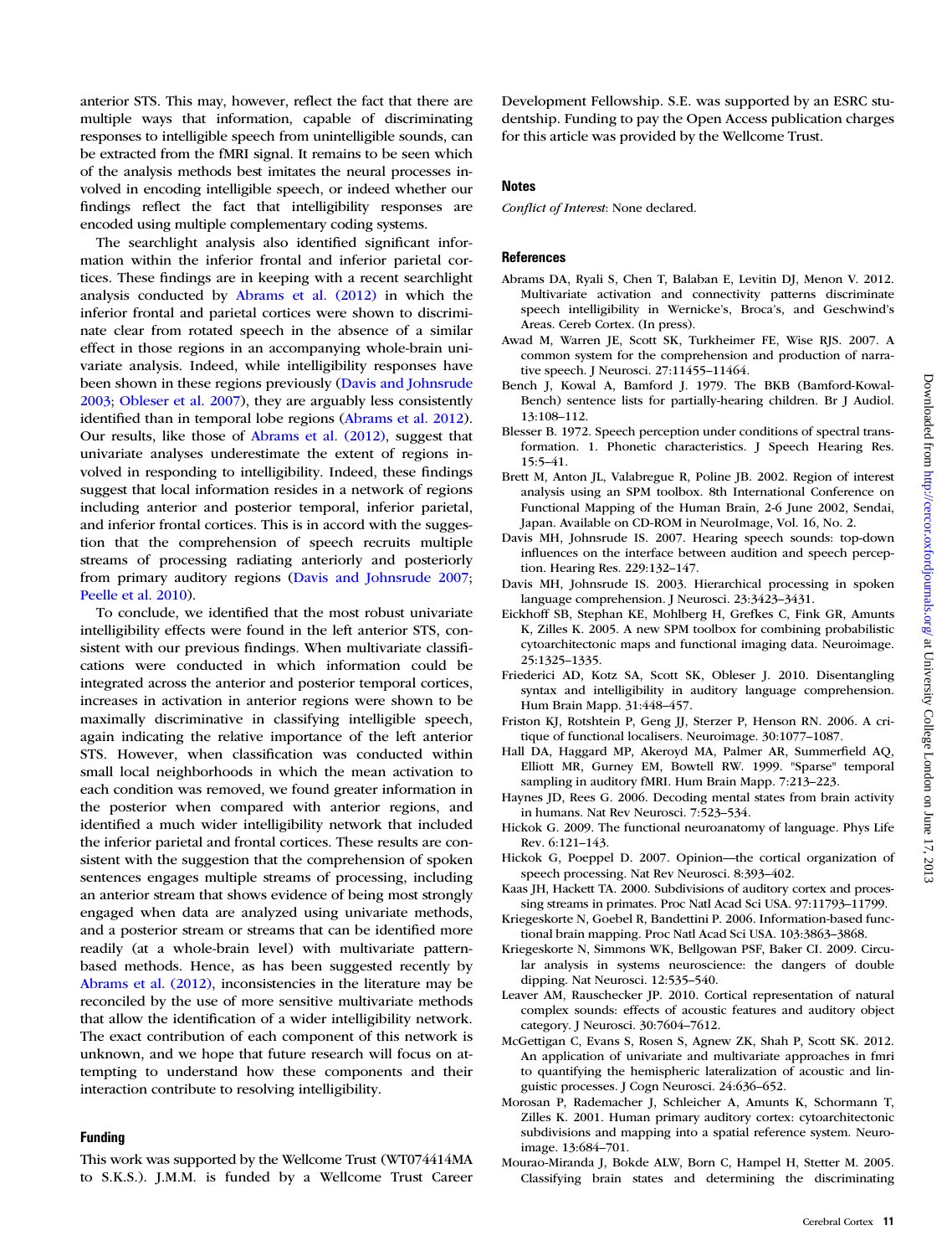anterior STS. This may, however, reflect the fact that there are multiple ways that information, capable of discriminating responses to intelligible speech from unintelligible sounds, can be extracted from the fMRI signal. It remains to be seen which of the analysis methods best imitates the neural processes involved in encoding intelligible speech, or indeed whether our findings reflect the fact that intelligibility responses are encoded using multiple complementary coding systems.

The searchlight analysis also identified significant information within the inferior frontal and inferior parietal cortices. These findings are in keeping with a recent searchlight analysis conducted by Abrams et al. (2012) in which the inferior frontal and parietal cortices were shown to discriminate clear from rotated speech in the absence of a similar effect in those regions in an accompanying whole-brain univariate analysis. Indeed, while intelligibility responses have been shown in these regions previously (Davis and Johnsrude 2003; Obleser et al. 2007), they are arguably less consistently identified than in temporal lobe regions (Abrams et al. 2012). Our results, like those of Abrams et al. (2012), suggest that univariate analyses underestimate the extent of regions involved in responding to intelligibility. Indeed, these findings suggest that local information resides in a network of regions including anterior and posterior temporal, inferior parietal, and inferior frontal cortices. This is in accord with the suggestion that the comprehension of speech recruits multiple streams of processing radiating anteriorly and posteriorly from primary auditory regions (Davis and Johnsrude 2007; Peelle et al. 2010).

To conclude, we identified that the most robust univariate intelligibility effects were found in the left anterior STS, consistent with our previous findings. When multivariate classifications were conducted in which information could be integrated across the anterior and posterior temporal cortices, increases in activation in anterior regions were shown to be maximally discriminative in classifying intelligible speech, again indicating the relative importance of the left anterior STS. However, when classification was conducted within small local neighborhoods in which the mean activation to each condition was removed, we found greater information in the posterior when compared with anterior regions, and identified a much wider intelligibility network that included the inferior parietal and frontal cortices. These results are consistent with the suggestion that the comprehension of spoken sentences engages multiple streams of processing, including an anterior stream that shows evidence of being most strongly engaged when data are analyzed using univariate methods, and a posterior stream or streams that can be identified more readily (at a whole-brain level) with multivariate pattern-based methods. Hence, as has been suggested recently by Abrams et al. (2012), inconsistencies in the literature may be reconciled by the use of more sensitive multivariate methods that allow the identification of a wider intelligibility network. The exact contribution of each component of this network is unknown, and we hope that future research will focus on attempting to understand how these components and their interaction contribute to resolving intelligibility.

## Funding

This work was supported by the Wellcome Trust (WT074414MA to S.K.S.). J.M.M. is funded by a Wellcome Trust Career Development Fellowship. S.E. was supported by an ESRC studentship. Funding to pay the Open Access publication charges for this article was provided by the Wellcome Trust.

## Notes

*Conflict of Interest*: None declared.

## References

Abrams DA, Ryali S, Chen T, Balaban E, Levitin DJ, Menon V. 2012. Multivariate activation and connectivity patterns discriminate speech intelligibility in Wernicke's, Broca's, and Geschwind's Areas. Cereb Cortex. (In press).

Awad M, Warren JE, Scott SK, Turkheimer FE, Wise RJS. 2007. A common system for the comprehension and production of narrative speech. J Neurosci. 27:11455–11464.

Bench J, Kowal A, Bamford J. 1979. The BKB (Bamford-Kowal-Bench) sentence lists for partially-hearing children. Br J Audiol. 13:108–112.

Blesser B. 1972. Speech perception under conditions of spectral transformation. 1. Phonetic characteristics. J Speech Hearing Res. 15:5–41.

Brett M, Anton JL, Valabregue R, Poline JB. 2002. Region of interest analysis using an SPM toolbox. 8th International Conference on Functional Mapping of the Human Brain, 2-6 June 2002, Sendai, Japan. Available on CD-ROM in NeuroImage, Vol. 16, No. 2.

Davis MH, Johnsrude IS. 2007. Hearing speech sounds: top-down influences on the interface between audition and speech perception. Hearing Res. 229:132–147.

Davis MH, Johnsrude IS. 2003. Hierarchical processing in spoken language comprehension. J Neurosci. 23:3423–3431.

Eickhoff SB, Stephan KE, Mohlberg H, Grefkes C, Fink GR, Amunts K, Zilles K. 2005. A new SPM toolbox for combining probabilistic cytoarchitectonic maps and functional imaging data. Neuroimage. 25:1325–1335.

Friederici AD, Kotz SA, Scott SK, Obleser J. 2010. Disentangling syntax and intelligibility in auditory language comprehension. Hum Brain Mapp. 31:448–457.

Friston KJ, Rotshtein P, Geng JJ, Sterzer P, Henson RN. 2006. A critique of functional localisers. Neuroimage. 30:1077–1087.

Hall DA, Haggard MP, Akeroyd MA, Palmer AR, Summerfield AQ, Elliott MR, Gurney EM, Bowtell RW. 1999. "Sparse" temporal sampling in auditory fMRI. Hum Brain Mapp. 7:213–223.

Haynes JD, Rees G. 2006. Decoding mental states from brain activity in humans. Nat Rev Neurosci. 7:523–534.

Hickok G. 2009. The functional neuroanatomy of language. Phys Life Rev. 6:121–143.

Hickok G, Poeppel D. 2007. Opinion—the cortical organization of speech processing. Nat Rev Neurosci. 8:393–402.

Kaas JH, Hackett TA. 2000. Subdivisions of auditory cortex and processing streams in primates. Proc Natl Acad Sci USA. 97:11793–11799.

Kriegeskorte N, Goebel R, Bandettini P. 2006. Information-based functional brain mapping. Proc Natl Acad Sci USA. 103:3863–3868.

Kriegeskorte N, Simmons WK, Bellgowan PSF, Baker CI. 2009. Circular analysis in systems neuroscience: the dangers of double dipping. Nat Neurosci. 12:535–540.

Leaver AM, Rauschecker JP. 2010. Cortical representation of natural complex sounds: effects of acoustic features and auditory object category. J Neurosci. 30:7604–7612.

McGettigan C, Evans S, Rosen S, Agnew ZK, Shah P, Scott SK. 2012. An application of univariate and multivariate approaches in fmri to quantifying the hemispheric lateralization of acoustic and linguistic processes. J Cogn Neurosci. 24:636–652.

Morosan P, Rademacher J, Schleicher A, Amunts K, Schormann T, Zilles K. 2001. Human primary auditory cortex: cytoarchitectonic subdivisions and mapping into a spatial reference system. Neuroimage. 13:684–701.

Mourao-Miranda J, Bokde ALW, Born C, Hampel H, Stetter M. 2005. Classifying brain states and determining the discriminating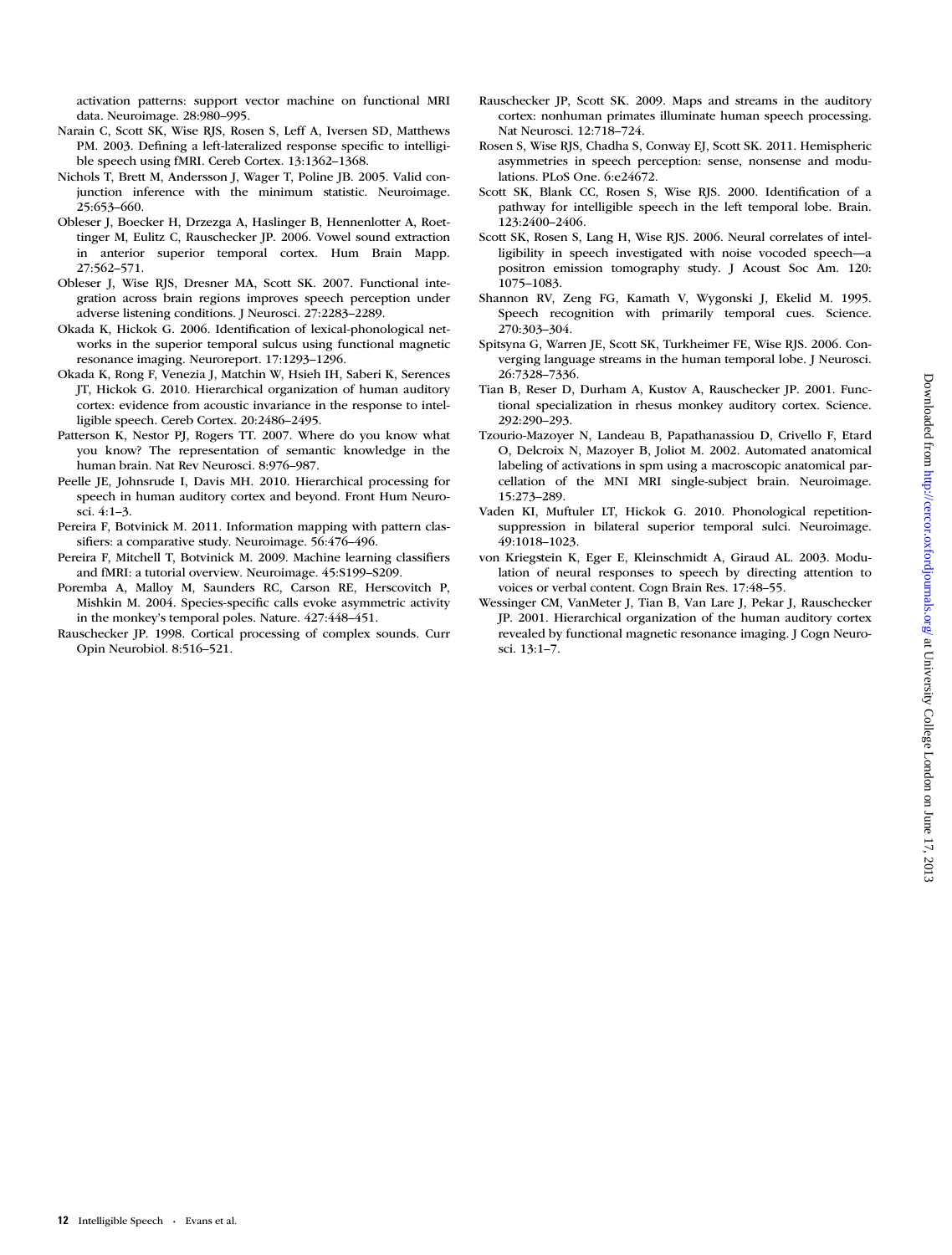activation patterns: support vector machine on functional MRI data. Neuroimage. 28:980–995.

Narain C, Scott SK, Wise RJS, Rosen S, Leff A, Iversen SD, Matthews PM. 2003. Defining a left-lateralized response specific to intelligible speech using fMRI. Cereb Cortex. 13:1362–1368.

Nichols T, Brett M, Andersson J, Wager T, Poline JB. 2005. Valid conjunction inference with the minimum statistic. Neuroimage. 25:653–660.

Obleser J, Boecker H, Drzezga A, Haslinger B, Hennenlotter A, Roettinger M, Eulitz C, Rauschecker JP. 2006. Vowel sound extraction in anterior superior temporal cortex. Hum Brain Mapp. 27:562–571.

Obleser J, Wise RJS, Dresner MA, Scott SK. 2007. Functional integration across brain regions improves speech perception under adverse listening conditions. J Neurosci. 27:2283–2289.

Okada K, Hickok G. 2006. Identification of lexical-phonological networks in the superior temporal sulcus using functional magnetic resonance imaging. Neuroreport. 17:1293–1296.

Okada K, Rong F, Venezia J, Matchin W, Hsieh IH, Saberi K, Serences JT, Hickok G. 2010. Hierarchical organization of human auditory cortex: evidence from acoustic invariance in the response to intelligible speech. Cereb Cortex. 20:2486–2495.

Patterson K, Nestor PJ, Rogers TT. 2007. Where do you know what you know? The representation of semantic knowledge in the human brain. Nat Rev Neurosci. 8:976–987.

Peelle JE, Johnsrude I, Davis MH. 2010. Hierarchical processing for speech in human auditory cortex and beyond. Front Hum Neurosci. 4:1–3.

Pereira F, Botvinick M. 2011. Information mapping with pattern classifiers: a comparative study. Neuroimage. 56:476–496.

Pereira F, Mitchell T, Botvinick M. 2009. Machine learning classifiers and fMRI: a tutorial overview. Neuroimage. 45:S199–S209.

Poremba A, Malloy M, Saunders RC, Carson RE, Herscovitch P, Mishkin M. 2004. Species-specific calls evoke asymmetric activity in the monkey's temporal poles. Nature. 427:448–451.

Rauschecker JP. 1998. Cortical processing of complex sounds. Curr Opin Neurobiol. 8:516–521.

Rauschecker JP, Scott SK. 2009. Maps and streams in the auditory cortex: nonhuman primates illuminate human speech processing. Nat Neurosci. 12:718–724.

Rosen S, Wise RJS, Chadha S, Conway EJ, Scott SK. 2011. Hemispheric asymmetries in speech perception: sense, nonsense and modulations. PLoS One. 6:e24672.

Scott SK, Blank CC, Rosen S, Wise RJS. 2000. Identification of a pathway for intelligible speech in the left temporal lobe. Brain. 123:2400–2406.

Scott SK, Rosen S, Lang H, Wise RJS. 2006. Neural correlates of intelligibility in speech investigated with noise vocoded speech—a positron emission tomography study. J Acoust Soc Am. 120: 1075–1083.

Shannon RV, Zeng FG, Kamath V, Wygonski J, Ekelid M. 1995. Speech recognition with primarily temporal cues. Science. 270:303–304.

Spitsyna G, Warren JE, Scott SK, Turkheimer FE, Wise RJS. 2006. Converging language streams in the human temporal lobe. J Neurosci. 26:7328–7336.

Tian B, Reser D, Durham A, Kustov A, Rauschecker JP. 2001. Functional specialization in rhesus monkey auditory cortex. Science. 292:290–293.

Tzourio-Mazoyer N, Landeau B, Papathanassiou D, Crivello F, Etard O, Delcroix N, Mazoyer B, Joliot M. 2002. Automated anatomical labeling of activations in spm using a macroscopic anatomical parcellation of the MNI MRI single-subject brain. Neuroimage. 15:273–289.

Vaden KI, Muftuler LT, Hickok G. 2010. Phonological repetition-suppression in bilateral superior temporal sulci. Neuroimage. 49:1018–1023.

von Kriegstein K, Eger E, Kleinschmidt A, Giraud AL. 2003. Modulation of neural responses to speech by directing attention to voices or verbal content. Cogn Brain Res. 17:48–55.

Wessinger CM, VanMeter J, Tian B, Van Lare J, Pekar J, Rauschecker JP. 2001. Hierarchical organization of the human auditory cortex revealed by functional magnetic resonance imaging. J Cogn Neurosci. 13:1–7.